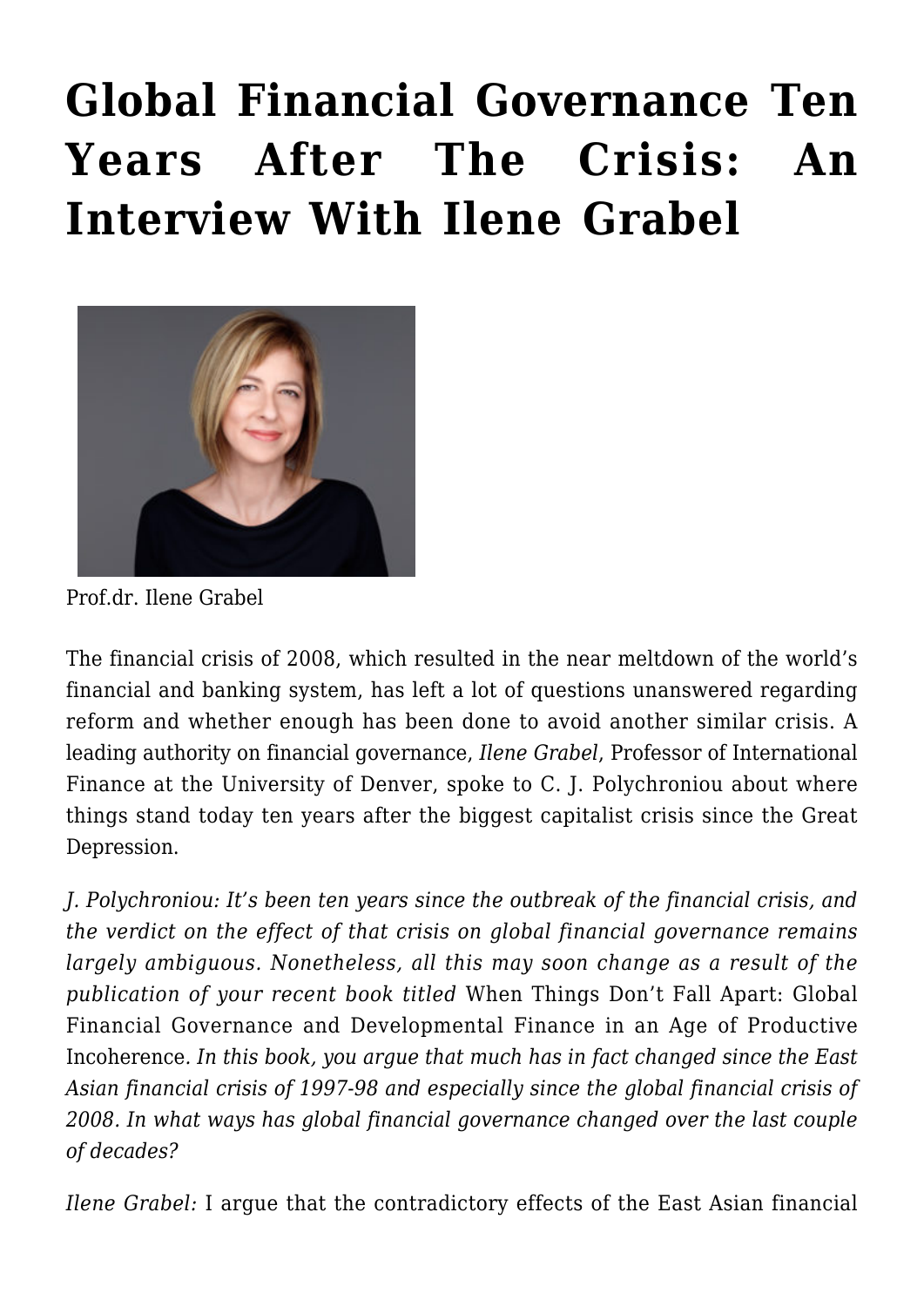# Global Financial Governance Ten Years After The Crisis: An Interview With Ilene Grabel

Prof.dr. Ilene Grabel

The financial crisis of 2008, which resulted in the near meltdown of the world's financial and banking system, has left a lot of questions unanswered regarding reform and whether enough has been done to avoid another similar crisis. A leading authority on financial governance, *Ilene Grabel*, Professor of International Finance at the University of Denver, spoke to C. J. Polychroniou about where things stand today ten years after the biggest capitalist crisis since the Great Depression.

*J. Polychroniou: It's been ten years since the outbreak of the financial crisis, and the verdict on the effect of that crisis on global financial governance remains largely ambiguous. Nonetheless, all this may soon change as a result of the publication of your recent book titled* When Things Don't Fall Apart: Global Financial Governance and Developmental Finance in an Age of Productive Incoherence. *In this book, you argue that much has in fact changed since the East Asian financial crisis of 1997-98 and especially since the global financial crisis of 2008. In what ways has global financial governance changed over the last couple of decades?*

*Ilene Grabel:* I argue that the contradictory effects of the East Asian financial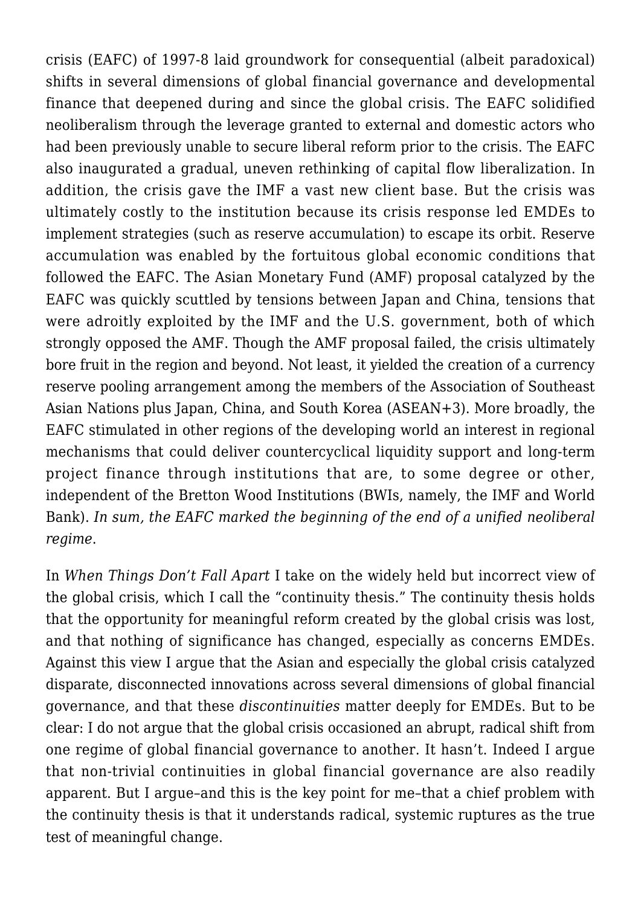crisis (EAFC) of 1997-8 laid groundwork for consequential (albeit paradoxical) shifts in several dimensions of global financial governance and developmental finance that deepened during and since the global crisis. The EAFC solidified neoliberalism through the leverage granted to external and domestic actors who had been previously unable to secure liberal reform prior to the crisis. The EAFC also inaugurated a gradual, uneven rethinking of capital flow liberalization. In addition, the crisis gave the IMF a vast new client base. But the crisis was ultimately costly to the institution because its crisis response led EMDEs to implement strategies (such as reserve accumulation) to escape its orbit. Reserve accumulation was enabled by the fortuitous global economic conditions that followed the EAFC. The Asian Monetary Fund (AMF) proposal catalyzed by the EAFC was quickly scuttled by tensions between Japan and China, tensions that were adroitly exploited by the IMF and the U.S. government, both of which strongly opposed the AMF. Though the AMF proposal failed, the crisis ultimately bore fruit in the region and beyond. Not least, it yielded the creation of a currency reserve pooling arrangement among the members of the Association of Southeast Asian Nations plus Japan, China, and South Korea (ASEAN+3). More broadly, the EAFC stimulated in other regions of the developing world an interest in regional mechanisms that could deliver countercyclical liquidity support and long-term project finance through institutions that are, to some degree or other, independent of the Bretton Wood Institutions (BWIs, namely, the IMF and World Bank). *In sum, the EAFC marked the beginning of the end of a unified neoliberal regime*.

In *When Things Don't Fall Apart* I take on the widely held but incorrect view of the global crisis, which I call the "continuity thesis." The continuity thesis holds that the opportunity for meaningful reform created by the global crisis was lost, and that nothing of significance has changed, especially as concerns EMDEs. Against this view I argue that the Asian and especially the global crisis catalyzed disparate, disconnected innovations across several dimensions of global financial governance, and that these *discontinuities* matter deeply for EMDEs. But to be clear: I do not argue that the global crisis occasioned an abrupt, radical shift from one regime of global financial governance to another. It hasn't. Indeed I argue that non-trivial continuities in global financial governance are also readily apparent. But I argue–and this is the key point for me–that a chief problem with the continuity thesis is that it understands radical, systemic ruptures as the true test of meaningful change.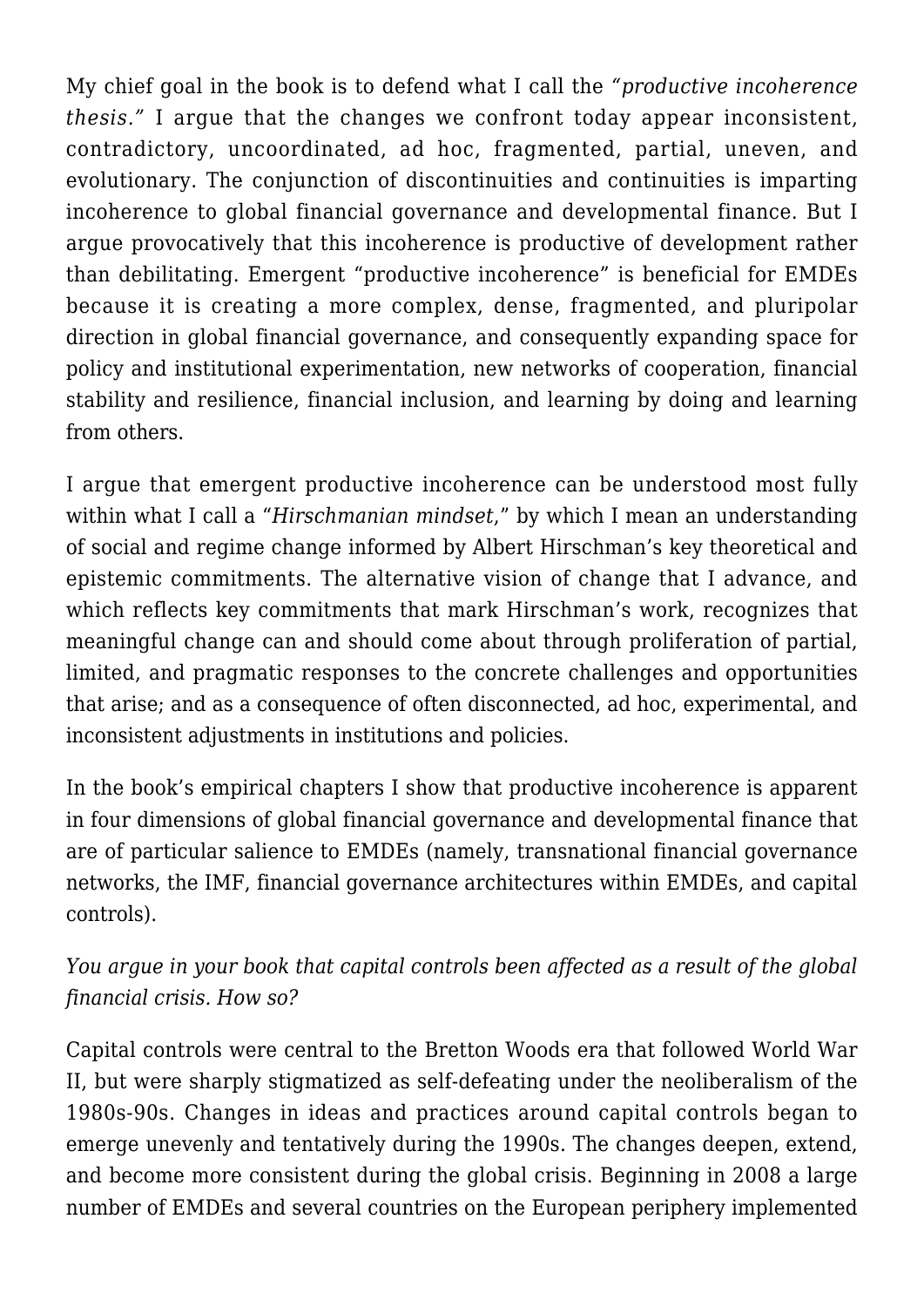My chief goal in the book is to defend what I call the *"productive incoherence thesis."* I argue that the changes we confront today appear inconsistent, contradictory, uncoordinated, ad hoc, fragmented, partial, uneven, and evolutionary. The conjunction of discontinuities and continuities is imparting incoherence to global financial governance and developmental finance. But I argue provocatively that this incoherence is productive of development rather than debilitating. Emergent "productive incoherence" is beneficial for EMDEs because it is creating a more complex, dense, fragmented, and pluripolar direction in global financial governance, and consequently expanding space for policy and institutional experimentation, new networks of cooperation, financial stability and resilience, financial inclusion, and learning by doing and learning from others.

I argue that emergent productive incoherence can be understood most fully within what I call a "*Hirschmanian mindset*," by which I mean an understanding of social and regime change informed by Albert Hirschman's key theoretical and epistemic commitments. The alternative vision of change that I advance, and which reflects key commitments that mark Hirschman's work, recognizes that meaningful change can and should come about through proliferation of partial, limited, and pragmatic responses to the concrete challenges and opportunities that arise; and as a consequence of often disconnected, ad hoc, experimental, and inconsistent adjustments in institutions and policies.

In the book's empirical chapters I show that productive incoherence is apparent in four dimensions of global financial governance and developmental finance that are of particular salience to EMDEs (namely, transnational financial governance networks, the IMF, financial governance architectures within EMDEs, and capital controls).

*You argue in your book that capital controls been affected as a result of the global financial crisis. How so?*

Capital controls were central to the Bretton Woods era that followed World War II, but were sharply stigmatized as self-defeating under the neoliberalism of the 1980s-90s. Changes in ideas and practices around capital controls began to emerge unevenly and tentatively during the 1990s. The changes deepen, extend, and become more consistent during the global crisis. Beginning in 2008 a large number of EMDEs and several countries on the European periphery implemented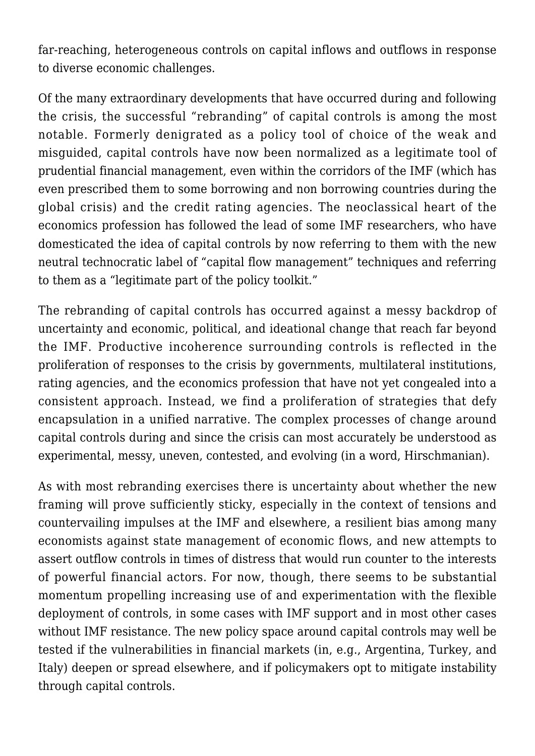far-reaching, heterogeneous controls on capital inflows and outflows in response to diverse economic challenges.

Of the many extraordinary developments that have occurred during and following the crisis, the successful "rebranding" of capital controls is among the most notable. Formerly denigrated as a policy tool of choice of the weak and misguided, capital controls have now been normalized as a legitimate tool of prudential financial management, even within the corridors of the IMF (which has even prescribed them to some borrowing and non borrowing countries during the global crisis) and the credit rating agencies. The neoclassical heart of the economics profession has followed the lead of some IMF researchers, who have domesticated the idea of capital controls by now referring to them with the new neutral technocratic label of "capital flow management" techniques and referring to them as a "legitimate part of the policy toolkit."

The rebranding of capital controls has occurred against a messy backdrop of uncertainty and economic, political, and ideational change that reach far beyond the IMF. Productive incoherence surrounding controls is reflected in the proliferation of responses to the crisis by governments, multilateral institutions, rating agencies, and the economics profession that have not yet congealed into a consistent approach. Instead, we find a proliferation of strategies that defy encapsulation in a unified narrative. The complex processes of change around capital controls during and since the crisis can most accurately be understood as experimental, messy, uneven, contested, and evolving (in a word, Hirschmanian).

As with most rebranding exercises there is uncertainty about whether the new framing will prove sufficiently sticky, especially in the context of tensions and countervailing impulses at the IMF and elsewhere, a resilient bias among many economists against state management of economic flows, and new attempts to assert outflow controls in times of distress that would run counter to the interests of powerful financial actors. For now, though, there seems to be substantial momentum propelling increasing use of and experimentation with the flexible deployment of controls, in some cases with IMF support and in most other cases without IMF resistance. The new policy space around capital controls may well be tested if the vulnerabilities in financial markets (in, e.g., Argentina, Turkey, and Italy) deepen or spread elsewhere, and if policymakers opt to mitigate instability through capital controls.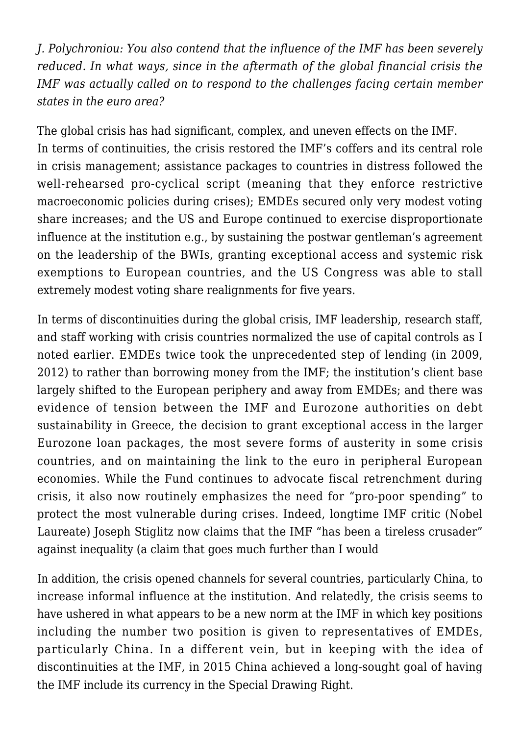*J. Polychroniou: You also contend that the influence of the IMF has been severely reduced. In what ways, since in the aftermath of the global financial crisis the IMF was actually called on to respond to the challenges facing certain member states in the euro area?*

The global crisis has had significant, complex, and uneven effects on the IMF. In terms of continuities, the crisis restored the IMF's coffers and its central role in crisis management; assistance packages to countries in distress followed the well-rehearsed pro-cyclical script (meaning that they enforce restrictive macroeconomic policies during crises); EMDEs secured only very modest voting share increases; and the US and Europe continued to exercise disproportionate influence at the institution e.g., by sustaining the postwar gentleman's agreement on the leadership of the BWIs, granting exceptional access and systemic risk exemptions to European countries, and the US Congress was able to stall extremely modest voting share realignments for five years.

In terms of discontinuities during the global crisis, IMF leadership, research staff, and staff working with crisis countries normalized the use of capital controls as I noted earlier. EMDEs twice took the unprecedented step of lending (in 2009, 2012) to rather than borrowing money from the IMF; the institution's client base largely shifted to the European periphery and away from EMDEs; and there was evidence of tension between the IMF and Eurozone authorities on debt sustainability in Greece, the decision to grant exceptional access in the larger Eurozone loan packages, the most severe forms of austerity in some crisis countries, and on maintaining the link to the euro in peripheral European economies. While the Fund continues to advocate fiscal retrenchment during crisis, it also now routinely emphasizes the need for "pro-poor spending" to protect the most vulnerable during crises. Indeed, longtime IMF critic (Nobel Laureate) Joseph Stiglitz now claims that the IMF "has been a tireless crusader" against inequality (a claim that goes much further than I would

In addition, the crisis opened channels for several countries, particularly China, to increase informal influence at the institution. And relatedly, the crisis seems to have ushered in what appears to be a new norm at the IMF in which key positions including the number two position is given to representatives of EMDEs, particularly China. In a different vein, but in keeping with the idea of discontinuities at the IMF, in 2015 China achieved a long-sought goal of having the IMF include its currency in the Special Drawing Right.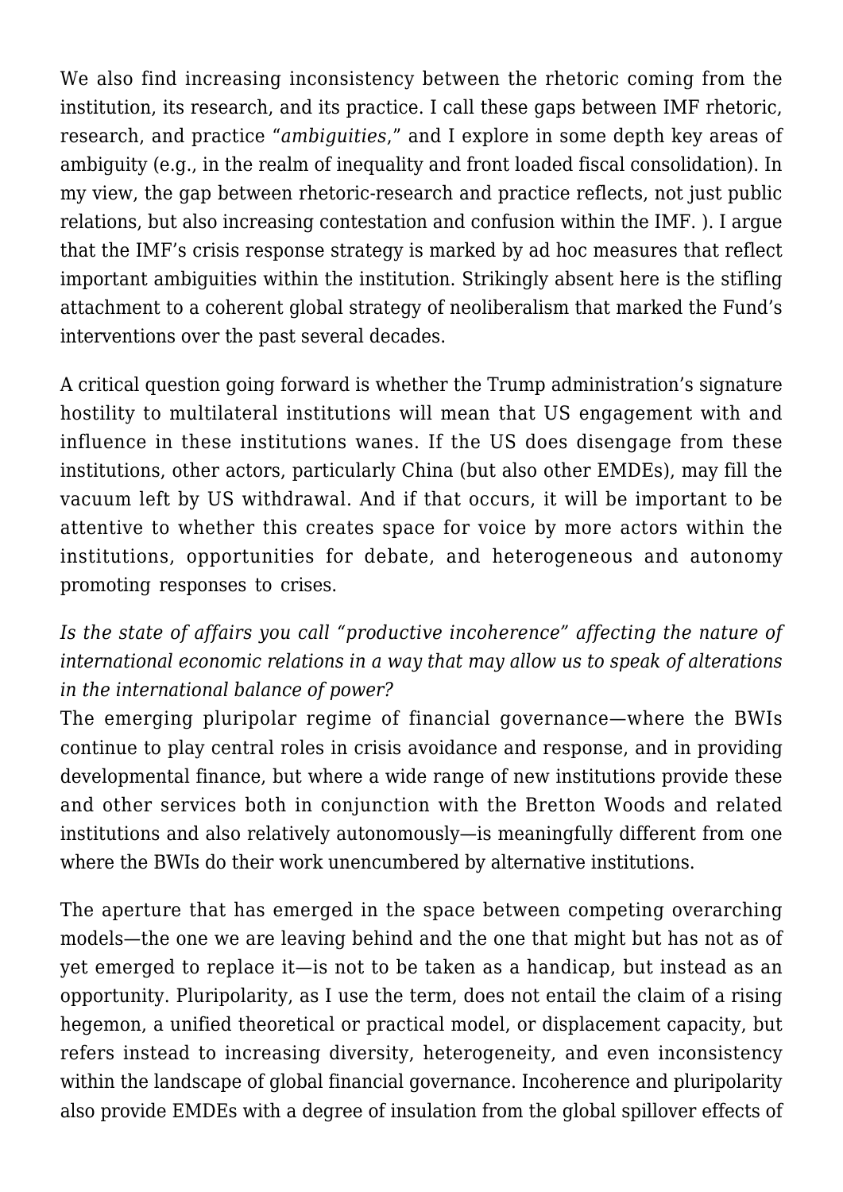We also find increasing inconsistency between the rhetoric coming from the institution, its research, and its practice. I call these gaps between IMF rhetoric, research, and practice "*ambiguities*," and I explore in some depth key areas of ambiguity (e.g., in the realm of inequality and front loaded fiscal consolidation). In my view, the gap between rhetoric-research and practice reflects, not just public relations, but also increasing contestation and confusion within the IMF. ). I argue that the IMF's crisis response strategy is marked by ad hoc measures that reflect important ambiguities within the institution. Strikingly absent here is the stifling attachment to a coherent global strategy of neoliberalism that marked the Fund's interventions over the past several decades.

A critical question going forward is whether the Trump administration's signature hostility to multilateral institutions will mean that US engagement with and influence in these institutions wanes. If the US does disengage from these institutions, other actors, particularly China (but also other EMDEs), may fill the vacuum left by US withdrawal. And if that occurs, it will be important to be attentive to whether this creates space for voice by more actors within the institutions, opportunities for debate, and heterogeneous and autonomy promoting responses to crises.

*Is the state of affairs you call "productive incoherence" affecting the nature of international economic relations in a way that may allow us to speak of alterations in the international balance of power?*

The emerging pluripolar regime of financial governance—where the BWIs continue to play central roles in crisis avoidance and response, and in providing developmental finance, but where a wide range of new institutions provide these and other services both in conjunction with the Bretton Woods and related institutions and also relatively autonomously—is meaningfully different from one where the BWIs do their work unencumbered by alternative institutions.

The aperture that has emerged in the space between competing overarching models—the one we are leaving behind and the one that might but has not as of yet emerged to replace it—is not to be taken as a handicap, but instead as an opportunity. Pluripolarity, as I use the term, does not entail the claim of a rising hegemon, a unified theoretical or practical model, or displacement capacity, but refers instead to increasing diversity, heterogeneity, and even inconsistency within the landscape of global financial governance. Incoherence and pluripolarity also provide EMDEs with a degree of insulation from the global spillover effects of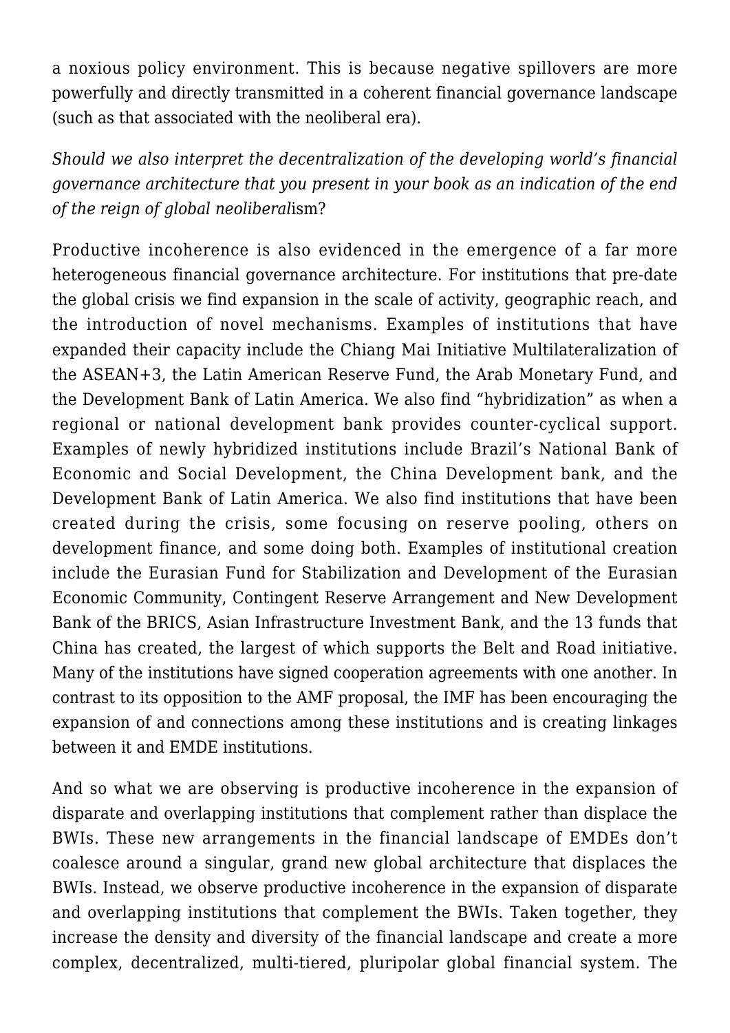a noxious policy environment. This is because negative spillovers are more powerfully and directly transmitted in a coherent financial governance landscape (such as that associated with the neoliberal era).

*Should we also interpret the decentralization of the developing world's financial governance architecture that you present in your book as an indication of the end of the reign of global neoliberal*ism?

Productive incoherence is also evidenced in the emergence of a far more heterogeneous financial governance architecture. For institutions that pre-date the global crisis we find expansion in the scale of activity, geographic reach, and the introduction of novel mechanisms. Examples of institutions that have expanded their capacity include the Chiang Mai Initiative Multilateralization of the ASEAN+3, the Latin American Reserve Fund, the Arab Monetary Fund, and the Development Bank of Latin America. We also find "hybridization" as when a regional or national development bank provides counter-cyclical support. Examples of newly hybridized institutions include Brazil's National Bank of Economic and Social Development, the China Development bank, and the Development Bank of Latin America. We also find institutions that have been created during the crisis, some focusing on reserve pooling, others on development finance, and some doing both. Examples of institutional creation include the Eurasian Fund for Stabilization and Development of the Eurasian Economic Community, Contingent Reserve Arrangement and New Development Bank of the BRICS, Asian Infrastructure Investment Bank, and the 13 funds that China has created, the largest of which supports the Belt and Road initiative. Many of the institutions have signed cooperation agreements with one another. In contrast to its opposition to the AMF proposal, the IMF has been encouraging the expansion of and connections among these institutions and is creating linkages between it and EMDE institutions.

And so what we are observing is productive incoherence in the expansion of disparate and overlapping institutions that complement rather than displace the BWIs. These new arrangements in the financial landscape of EMDEs don't coalesce around a singular, grand new global architecture that displaces the BWIs. Instead, we observe productive incoherence in the expansion of disparate and overlapping institutions that complement the BWIs. Taken together, they increase the density and diversity of the financial landscape and create a more complex, decentralized, multi-tiered, pluripolar global financial system. The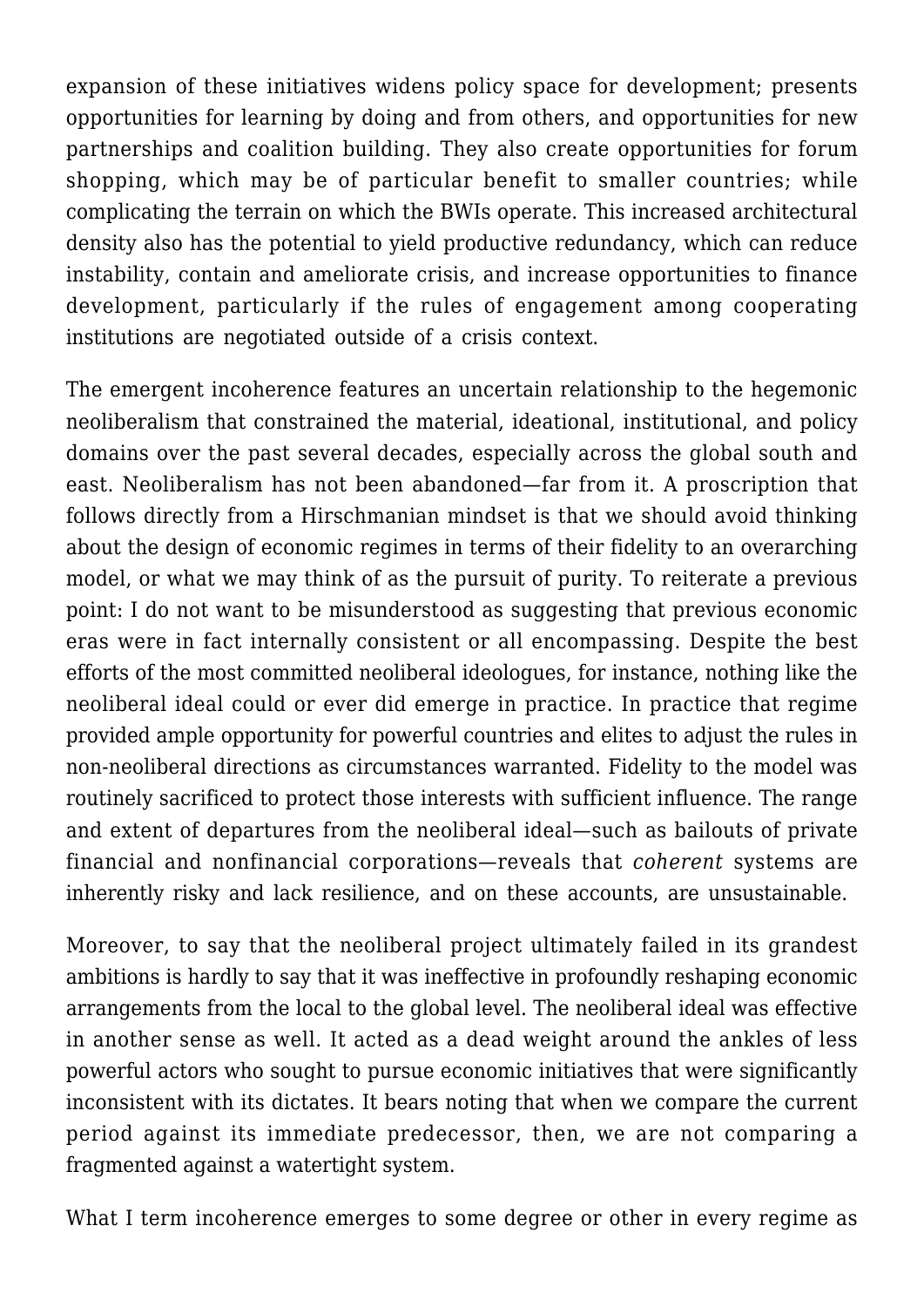expansion of these initiatives widens policy space for development; presents opportunities for learning by doing and from others, and opportunities for new partnerships and coalition building. They also create opportunities for forum shopping, which may be of particular benefit to smaller countries; while complicating the terrain on which the BWIs operate. This increased architectural density also has the potential to yield productive redundancy, which can reduce instability, contain and ameliorate crisis, and increase opportunities to finance development, particularly if the rules of engagement among cooperating institutions are negotiated outside of a crisis context.

The emergent incoherence features an uncertain relationship to the hegemonic neoliberalism that constrained the material, ideational, institutional, and policy domains over the past several decades, especially across the global south and east. Neoliberalism has not been abandoned—far from it. A proscription that follows directly from a Hirschmanian mindset is that we should avoid thinking about the design of economic regimes in terms of their fidelity to an overarching model, or what we may think of as the pursuit of purity. To reiterate a previous point: I do not want to be misunderstood as suggesting that previous economic eras were in fact internally consistent or all encompassing. Despite the best efforts of the most committed neoliberal ideologues, for instance, nothing like the neoliberal ideal could or ever did emerge in practice. In practice that regime provided ample opportunity for powerful countries and elites to adjust the rules in non-neoliberal directions as circumstances warranted. Fidelity to the model was routinely sacrificed to protect those interests with sufficient influence. The range and extent of departures from the neoliberal ideal—such as bailouts of private financial and nonfinancial corporations—reveals that *coherent* systems are inherently risky and lack resilience, and on these accounts, are unsustainable.

Moreover, to say that the neoliberal project ultimately failed in its grandest ambitions is hardly to say that it was ineffective in profoundly reshaping economic arrangements from the local to the global level. The neoliberal ideal was effective in another sense as well. It acted as a dead weight around the ankles of less powerful actors who sought to pursue economic initiatives that were significantly inconsistent with its dictates. It bears noting that when we compare the current period against its immediate predecessor, then, we are not comparing a fragmented against a watertight system.

What I term incoherence emerges to some degree or other in every regime as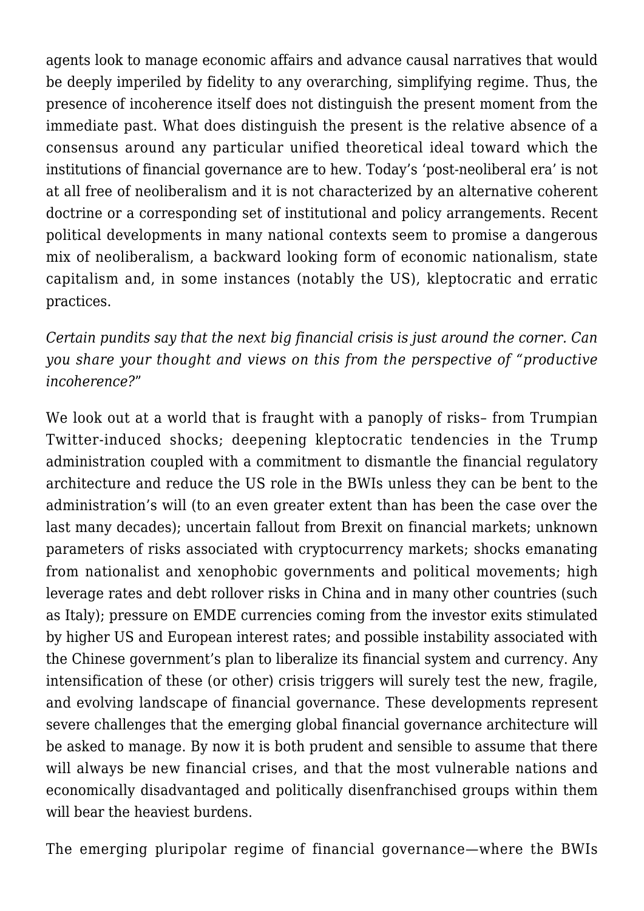agents look to manage economic affairs and advance causal narratives that would be deeply imperiled by fidelity to any overarching, simplifying regime. Thus, the presence of incoherence itself does not distinguish the present moment from the immediate past. What does distinguish the present is the relative absence of a consensus around any particular unified theoretical ideal toward which the institutions of financial governance are to hew. Today's 'post-neoliberal era' is not at all free of neoliberalism and it is not characterized by an alternative coherent doctrine or a corresponding set of institutional and policy arrangements. Recent political developments in many national contexts seem to promise a dangerous mix of neoliberalism, a backward looking form of economic nationalism, state capitalism and, in some instances (notably the US), kleptocratic and erratic practices.

*Certain pundits say that the next big financial crisis is just around the corner. Can you share your thought and views on this from the perspective of "productive incoherence?"*

We look out at a world that is fraught with a panoply of risks– from Trumpian Twitter-induced shocks; deepening kleptocratic tendencies in the Trump administration coupled with a commitment to dismantle the financial regulatory architecture and reduce the US role in the BWIs unless they can be bent to the administration's will (to an even greater extent than has been the case over the last many decades); uncertain fallout from Brexit on financial markets; unknown parameters of risks associated with cryptocurrency markets; shocks emanating from nationalist and xenophobic governments and political movements; high leverage rates and debt rollover risks in China and in many other countries (such as Italy); pressure on EMDE currencies coming from the investor exits stimulated by higher US and European interest rates; and possible instability associated with the Chinese government's plan to liberalize its financial system and currency. Any intensification of these (or other) crisis triggers will surely test the new, fragile, and evolving landscape of financial governance. These developments represent severe challenges that the emerging global financial governance architecture will be asked to manage. By now it is both prudent and sensible to assume that there will always be new financial crises, and that the most vulnerable nations and economically disadvantaged and politically disenfranchised groups within them will bear the heaviest burdens.

The emerging pluripolar regime of financial governance—where the BWIs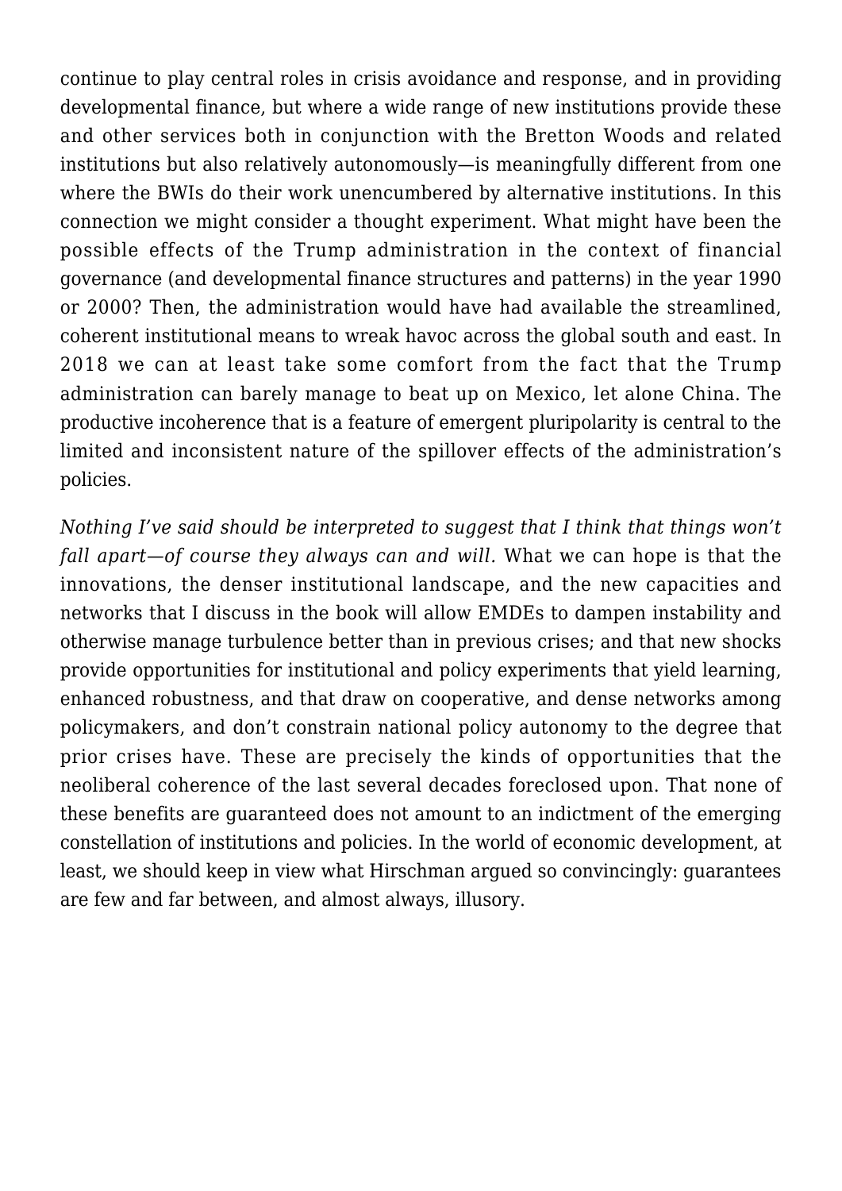continue to play central roles in crisis avoidance and response, and in providing developmental finance, but where a wide range of new institutions provide these and other services both in conjunction with the Bretton Woods and related institutions but also relatively autonomously—is meaningfully different from one where the BWIs do their work unencumbered by alternative institutions. In this connection we might consider a thought experiment. What might have been the possible effects of the Trump administration in the context of financial governance (and developmental finance structures and patterns) in the year 1990 or 2000? Then, the administration would have had available the streamlined, coherent institutional means to wreak havoc across the global south and east. In 2018 we can at least take some comfort from the fact that the Trump administration can barely manage to beat up on Mexico, let alone China. The productive incoherence that is a feature of emergent pluripolarity is central to the limited and inconsistent nature of the spillover effects of the administration's policies.

*Nothing I've said should be interpreted to suggest that I think that things won't fall apart—of course they always can and will.* What we can hope is that the innovations, the denser institutional landscape, and the new capacities and networks that I discuss in the book will allow EMDEs to dampen instability and otherwise manage turbulence better than in previous crises; and that new shocks provide opportunities for institutional and policy experiments that yield learning, enhanced robustness, and that draw on cooperative, and dense networks among policymakers, and don't constrain national policy autonomy to the degree that prior crises have. These are precisely the kinds of opportunities that the neoliberal coherence of the last several decades foreclosed upon. That none of these benefits are guaranteed does not amount to an indictment of the emerging constellation of institutions and policies. In the world of economic development, at least, we should keep in view what Hirschman argued so convincingly: guarantees are few and far between, and almost always, illusory.